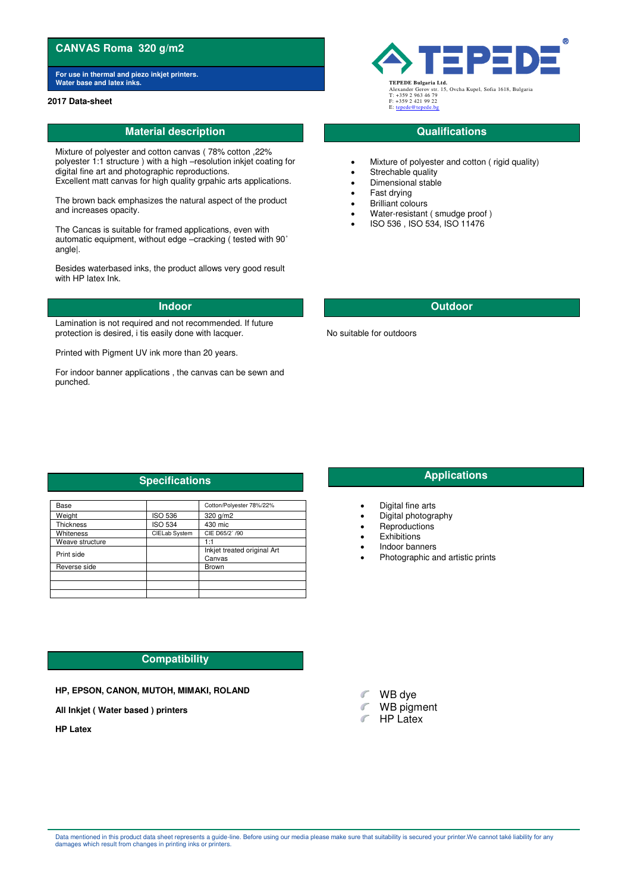# CANVAS Roma 320 g/m2

**For use in thermal and piezo inkjet printers.**
**Water base and latex inks.**

**2017 Data-sheet**

TEPEDE®

**TEPEDE Bulgaria Ltd.**
Alexander Gerov str. 15, Ovcha Kupel, Sofia 1618, Bulgaria
T: +359 2 963 46 79
F: +359 2 421 99 22
E: tepede@tepede.bg

## Material description

Mixture of polyester and cotton canvas ( 78% cotton ,22% polyester 1:1 structure ) with a high –resolution inkjet coating for digital fine art and photographic reproductions.
Excellent matt canvas for high quality grpahic arts applications.

The brown back emphasizes the natural aspect of the product and increases opacity.

The Cancas is suitable for framed applications, even with automatic equipment, without edge –cracking ( tested with 90˚ angle|.

Besides waterbased inks, the product allows very good result with HP latex Ink.

## Qualifications

- Mixture of polyester and cotton ( rigid quality)
- Strechable quality
- Dimensional stable
- Fast drying
- Brilliant colours
- Water-resistant ( smudge proof )
- ISO 536 , ISO 534, ISO 11476

## Indoor

Lamination is not required and not recommended. If future protection is desired, i tis easily done with lacquer.

Printed with Pigment UV ink more than 20 years.

For indoor banner applications , the canvas can be sewn and punched.

## Outdoor

No suitable for outdoors

## Specifications

| Base | | Cotton/Polyester 78%/22% |
|---|---|---|
| Weight | ISO 536 | 320 g/m2 |
| Thickness | ISO 534 | 430 mic |
| Whiteness | CIELab System | CIE D65/2˚ /90 |
| Weave structure | | 1:1 |
| Print side | | Inkjet treated original Art Canvas |
| Reverse side | | Brown |
| | | |
| | | |
| | | |

## Applications

- Digital fine arts
- Digital photography
- Reproductions
- Exhibitions
- Indoor banners
- Photographic and artistic prints

## Compatibility

**HP, EPSON, CANON, MUTOH, MIMAKI, ROLAND**

**All Inkjet ( Water based ) printers**

**HP Latex**

- WB dye
- WB pigment
- HP Latex

Data mentioned in this product data sheet represents a guide-line. Before using our media please make sure that suitability is secured your printer.We cannot také liability for any damages which result from changes in printing inks or printers.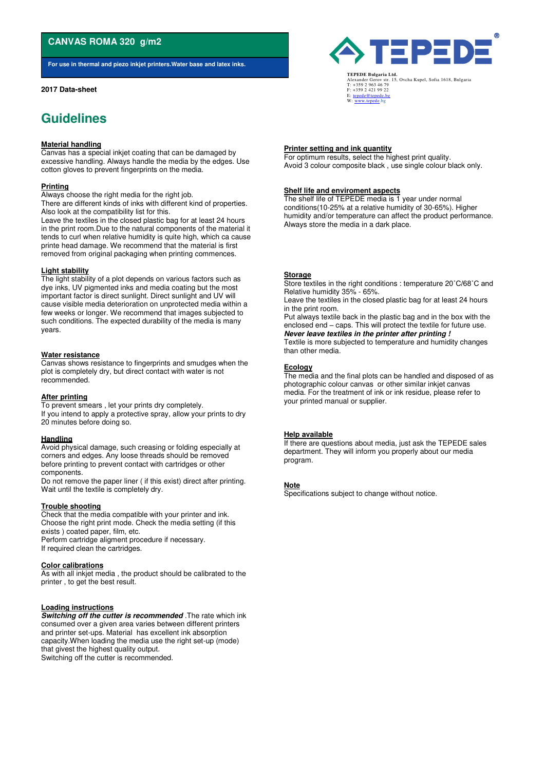# CANVAS ROMA 320 g/m2

**For use in thermal and piezo inkjet printers.Water base and latex inks.**

**2017 Data-sheet**

**TEPEDE Bulgaria Ltd.**
Alexander Gerov str. 15, Ovcha Kupel, Sofia 1618, Bulgaria
T: +359 2 963 46 79
F: +359 2 421 99 22
E: tepede@tepede.bg
W: www.tepede.bg

## Guidelines

**Material handling**
Canvas has a special inkjet coating that can be damaged by excessive handling. Always handle the media by the edges. Use cotton gloves to prevent fingerprints on the media.

**Printing**
Always choose the right media for the right job.
There are different kinds of inks with different kind of properties. Also look at the compatibility list for this.
Leave the textiles in the closed plastic bag for at least 24 hours in the print room.Due to the natural components of the material it tends to curl when relative humidity is quite high, which ca cause printe head damage. We recommend that the material is first removed from original packaging when printing commences.

**Light stability**
The light stability of a plot depends on various factors such as dye inks, UV pigmented inks and media coating but the most important factor is direct sunlight. Direct sunlight and UV will cause visible media deterioration on unprotected media within a few weeks or longer. We recommend that images subjected to such conditions. The expected durability of the media is many years.

**Water resistance**
Canvas shows resistance to fingerprints and smudges when the plot is completely dry, but direct contact with water is not recommended.

**After printing**
To prevent smears , let your prints dry completely.
If you intend to apply a protective spray, allow your prints to dry 20 minutes before doing so.

**Handling**
Avoid physical damage, such creasing or folding especially at corners and edges. Any loose threads should be removed before printing to prevent contact with cartridges or other components.
Do not remove the paper liner ( if this exist) direct after printing. Wait until the textile is completely dry.

**Trouble shooting**
Check that the media compatible with your printer and ink. Choose the right print mode. Check the media setting (if this exists ) coated paper, film, etc.
Perform cartridge aligment procedure if necessary.
If required clean the cartridges.

**Color calibrations**
As with all inkjet media , the product should be calibrated to the printer , to get the best result.

**Loading instructions**
***Switching off the cutter is recommended*** .The rate which ink consumed over a given area varies between different printers and printer set-ups. Material has excellent ink absorption capacity.When loading the media use the right set-up (mode) that givest the highest quality output.
Switching off the cutter is recommended.

**Printer setting and ink quantity**
For optimum results, select the highest print quality.
Avoid 3 colour composite black , use single colour black only.

**Shelf life and enviroment aspects**
The shelf life of TEPEDE media is 1 year under normal conditions(10-25% at a relative humidity of 30-65%). Higher humidity and/or temperature can affect the product performance. Always store the media in a dark place.

**Storage**
Store textiles in the right conditions : temperature 20˚C/68˚C and Relative humidity 35% - 65%.
Leave the textiles in the closed plastic bag for at least 24 hours in the print room.
Put always textile back in the plastic bag and in the box with the enclosed end – caps. This will protect the textile for future use.
***Never leave textiles in the printer after printing !***
Textile is more subjected to temperature and humidity changes than other media.

**Ecology**
The media and the final plots can be handled and disposed of as photographic colour canvas or other similar inkjet canvas media. For the treatment of ink or ink residue, please refer to your printed manual or supplier.

**Help available**
If there are questions about media, just ask the TEPEDE sales department. They will inform you properly about our media program.

**Note**
Specifications subject to change without notice.